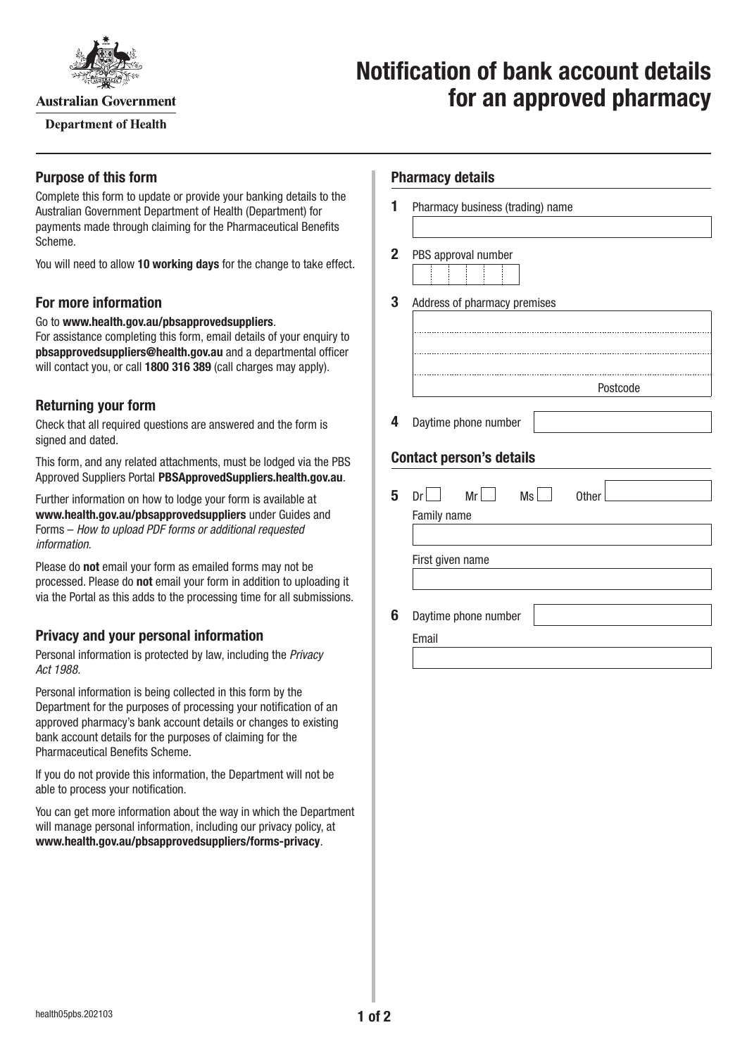Australian Government

Department of Health

# Notification of bank account details for an approved pharmacy

## Purpose of this form

Complete this form to update or provide your banking details to the Australian Government Department of Health (Department) for payments made through claiming for the Pharmaceutical Benefits Scheme.

You will need to allow **10 working days** for the change to take effect.

## For more information

Go to **www.health.gov.au/pbsapprovedsuppliers**.
For assistance completing this form, email details of your enquiry to **pbsapprovedsuppliers@health.gov.au** and a departmental officer will contact you, or call **1800 316 389** (call charges may apply).

## Returning your form

Check that all required questions are answered and the form is signed and dated.

This form, and any related attachments, must be lodged via the PBS Approved Suppliers Portal **PBSApprovedSuppliers.health.gov.au**.

Further information on how to lodge your form is available at **www.health.gov.au/pbsapprovedsuppliers** under Guides and Forms – *How to upload PDF forms or additional requested information*.

Please do **not** email your form as emailed forms may not be processed. Please do **not** email your form in addition to uploading it via the Portal as this adds to the processing time for all submissions.

## Privacy and your personal information

Personal information is protected by law, including the *Privacy Act 1988*.

Personal information is being collected in this form by the Department for the purposes of processing your notification of an approved pharmacy's bank account details or changes to existing bank account details for the purposes of claiming for the Pharmaceutical Benefits Scheme.

If you do not provide this information, the Department will not be able to process your notification.

You can get more information about the way in which the Department will manage personal information, including our privacy policy, at **www.health.gov.au/pbsapprovedsuppliers/forms-privacy**.

## Pharmacy details

**1** Pharmacy business (trading) name

**2** PBS approval number

**3** Address of pharmacy premises

Postcode

**4** Daytime phone number

## Contact person's details

**5** Dr ☐ Mr ☐ Ms ☐ Other

Family name

First given name

**6** Daytime phone number

Email

health05pbs.202103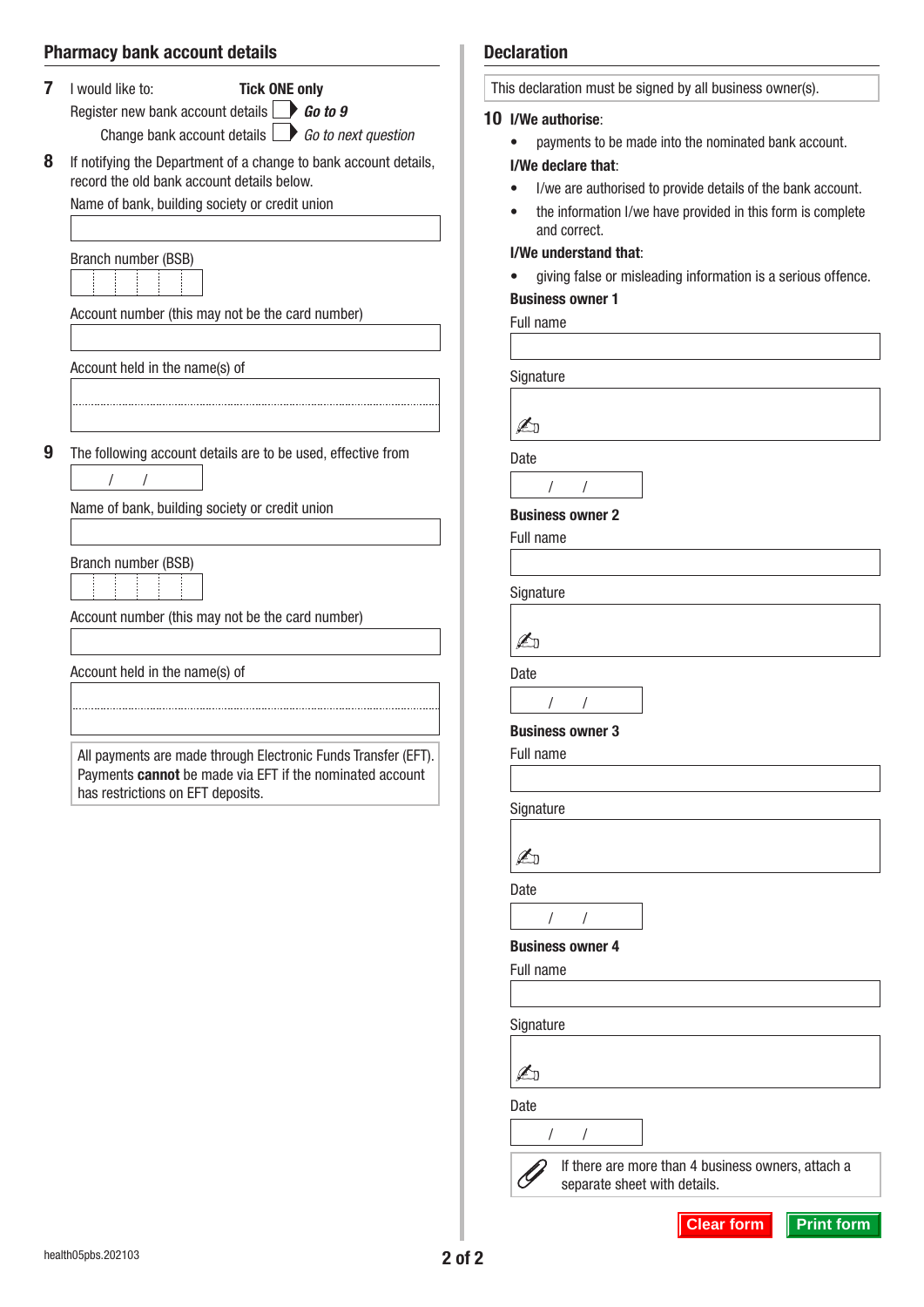## Pharmacy bank account details

**7** I would like to: **Tick ONE only**

Register new bank account details ☐ ***Go to 9***

Change bank account details ☐ *Go to next question*

**8** If notifying the Department of a change to bank account details, record the old bank account details below.

Name of bank, building society or credit union

Branch number (BSB)

Account number (this may not be the card number)

Account held in the name(s) of

**9** The following account details are to be used, effective from

/ /

Name of bank, building society or credit union

Branch number (BSB)

Account number (this may not be the card number)

Account held in the name(s) of

All payments are made through Electronic Funds Transfer (EFT). Payments **cannot** be made via EFT if the nominated account has restrictions on EFT deposits.

## Declaration

This declaration must be signed by all business owner(s).

**10 I/We authorise**:

- payments to be made into the nominated bank account.

**I/We declare that**:

- I/we are authorised to provide details of the bank account.
- the information I/we have provided in this form is complete and correct.

**I/We understand that**:

- giving false or misleading information is a serious offence.

**Business owner 1**

Full name

Signature

Date

/ /

**Business owner 2**

Full name

Signature

Date

/ /

**Business owner 3**

Full name

Signature

Date

/ /

**Business owner 4**

Full name

Signature

Date

/ /

If there are more than 4 business owners, attach a separate sheet with details.

Clear form Print form

health05pbs.202103